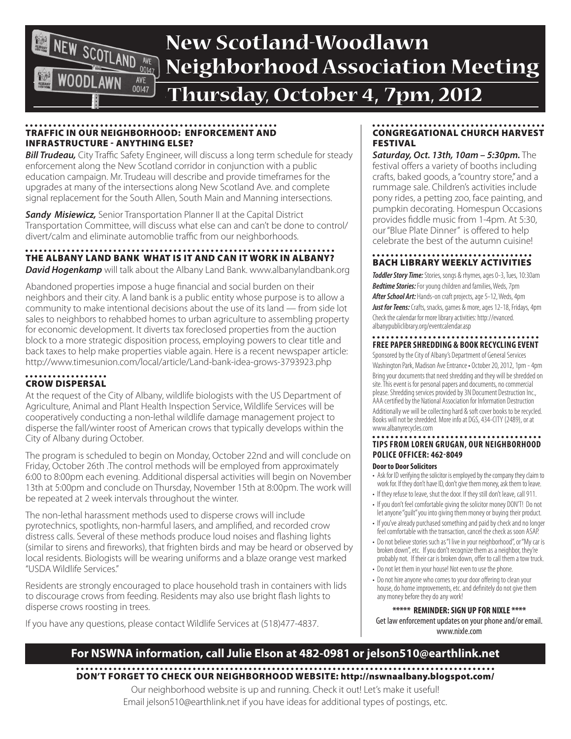# New Scotland-Woodlawn Neighborhood Association Meeting

## Thursday, October 4, 7pm, 2012

### TRAFFIC IN OUR NEIGHBORHOOD: ENFORCEMENT AND INFRASTRUCTURE - ANYTHING ELSE?

***Bill Trudeau,*** City Traffic Safety Engineer, will discuss a long term schedule for steady enforcement along the New Scotland corridor in conjunction with a public education campaign. Mr. Trudeau will describe and provide timeframes for the upgrades at many of the intersections along New Scotland Ave. and complete signal replacement for the South Allen, South Main and Manning intersections.

***Sandy Misiewicz,*** Senior Transportation Planner II at the Capital District Transportation Committee, will discuss what else can and can't be done to control/divert/calm and eliminate automoblie traffic from our neighborhoods.

### THE ALBANY LAND BANK WHAT IS IT AND CAN IT WORK IN ALBANY?

***David Hogenkamp*** will talk about the Albany Land Bank. www.albanylandbank.org

Abandoned properties impose a huge financial and social burden on their neighbors and their city. A land bank is a public entity whose purpose is to allow a community to make intentional decisions about the use of its land — from side lot sales to neighbors to rehabbed homes to urban agriculture to assembling property for economic development. It diverts tax foreclosed properties from the auction block to a more strategic disposition process, employing powers to clear title and back taxes to help make properties viable again. Here is a recent newspaper article: http://www.timesunion.com/local/article/Land-bank-idea-grows-3793923.php

### CROW DISPERSAL

At the request of the City of Albany, wildlife biologists with the US Department of Agriculture, Animal and Plant Health Inspection Service, Wildlife Services will be cooperatively conducting a non-lethal wildlife damage management project to disperse the fall/winter roost of American crows that typically develops within the City of Albany during October.

The program is scheduled to begin on Monday, October 22nd and will conclude on Friday, October 26th .The control methods will be employed from approximately 6:00 to 8:00pm each evening. Additional dispersal activities will begin on November 13th at 5:00pm and conclude on Thursday, November 15th at 8:00pm. The work will be repeated at 2 week intervals throughout the winter.

The non-lethal harassment methods used to disperse crows will include pyrotechnics, spotlights, non-harmful lasers, and amplified, and recorded crow distress calls. Several of these methods produce loud noises and flashing lights (similar to sirens and fireworks), that frighten birds and may be heard or observed by local residents. Biologists will be wearing uniforms and a blaze orange vest marked "USDA Wildlife Services."

Residents are strongly encouraged to place household trash in containers with lids to discourage crows from feeding. Residents may also use bright flash lights to disperse crows roosting in trees.

If you have any questions, please contact Wildlife Services at (518)477-4837.

### CONGREGATIONAL CHURCH HARVEST FESTIVAL

***Saturday, Oct. 13th, 10am – 5:30pm.*** The festival offers a variety of booths including crafts, baked goods, a "country store," and a rummage sale. Children's activities include pony rides, a petting zoo, face painting, and pumpkin decorating. Homespun Occasions provides fiddle music from 1-4pm. At 5:30, our "Blue Plate Dinner" is offered to help celebrate the best of the autumn cuisine!

### BACH LIBRARY WEEKLY ACTIVITIES

***Toddler Story Time:*** Stories, songs & rhymes, ages 0-3, Tues, 10:30am
***Bedtime Stories:*** For young children and families, Weds, 7pm
***After School Art:*** Hands-on craft projects, age 5-12, Weds, 4pm
***Just for Teens:*** Crafts, snacks, games & more, ages 12-18, Fridays, 4pm
Check the calendar for more library activities: http://evanced.albanypubliclibrary.org/eventcalendar.asp

### FREE PAPER SHREDDING & BOOK RECYCLING EVENT

Sponsored by the City of Albany's Department of General Services
Washington Park, Madison Ave Entrance • October 20, 2012, 1pm - 4pm
Bring your documents that need shredding and they will be shredded on site. This event is for personal papers and documents, no commercial please. Shredding services provided by 3N Document Destruction Inc., AAA certified by the National Association for Information Destruction
Additionally we will be collecting hard & soft cover books to be recycled. Books will not be shredded. More info at DGS, 434-CITY (2489), or at www.albanyrecycles.com

### TIPS FROM LOREN GRUGAN, OUR NEIGHBORHOOD POLICE OFFICER: 462-8049

**Door to Door Solicitors**

- Ask for ID verifying the solicitor is employed by the company they claim to work for. If they don't have ID, don't give them money, ask them to leave.
- If they refuse to leave, shut the door. If they still don't leave, call 911.
- If you don't feel comfortable giving the solicitor money DON'T! Do not let anyone "guilt" you into giving them money or buying their product.
- If you've already purchased something and paid by check and no longer feel comfortable with the transaction, cancel the check as soon ASAP.
- Do not believe stories such as "I live in your neighborhood", or "My car is broken down", etc. If you don't recognize them as a neighbor, they're probably not. If their car is broken down, offer to call them a tow truck.
- Do not let them in your house! Not even to use the phone.
- Do not hire anyone who comes to your door offering to clean your house, do home improvements, etc. and definitely do not give them any money before they do any work!

**\*\*\*\*\* REMINDER: SIGN UP FOR NIXLE \*\*\*\***
Get law enforcement updates on your phone and/or email.
www.nixle.com

**For NSWNA information, call Julie Elson at 482-0981 or jelson510@earthlink.net**

### DON'T FORGET TO CHECK OUR NEIGHBORHOOD WEBSITE: http://nswnaalbany.blogspot.com/

Our neighborhood website is up and running. Check it out! Let's make it useful!
Email jelson510@earthlink.net if you have ideas for additional types of postings, etc.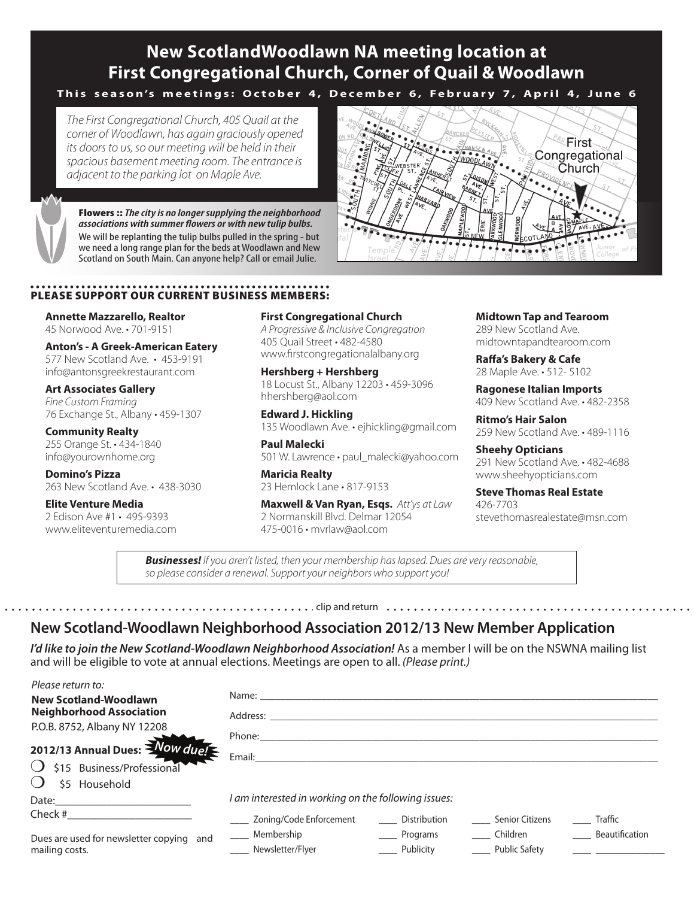# New ScotlandWoodlawn NA meeting location at First Congregational Church, Corner of Quail & Woodlawn

**This season's meetings: October 4, December 6, February 7, April 4, June 6**

*The First Congregational Church, 405 Quail at the corner of Woodlawn, has again graciously opened its doors to us, so our meeting will be held in their spacious basement meeting room. The entrance is adjacent to the parking lot on Maple Ave.*

**Flowers ::** ***The city is no longer supplying the neighborhood associations with summer flowers or with new tulip bulbs.*** We will be replanting the tulip bulbs pulled in the spring - but we need a long range plan for the beds at Woodlawn and New Scotland on South Main. Can anyone help? Call or email Julie.

First Congregational Church

## PLEASE SUPPORT OUR CURRENT BUSINESS MEMBERS:

**Annette Mazzarello, Realtor**
45 Norwood Ave. • 701-9151

**Anton's - A Greek-American Eatery**
577 New Scotland Ave. • 453-9191
info@antonsgreekrestaurant.com

**Art Associates Gallery**
*Fine Custom Framing*
76 Exchange St., Albany • 459-1307

**Community Realty**
255 Orange St. • 434-1840
info@yourownhome.org

**Domino's Pizza**
263 New Scotland Ave. • 438-3030

**Elite Venture Media**
2 Edison Ave #1 • 495-9393
www.eliteventuremedia.com

**First Congregational Church**
*A Progressive & Inclusive Congregation*
405 Quail Street • 482-4580
www.firstcongregationalalbany.org

**Hershberg + Hershberg**
18 Locust St., Albany 12203 • 459-3096
hhershberg@aol.com

**Edward J. Hickling**
135 Woodlawn Ave. • ejhickling@gmail.com

**Paul Malecki**
501 W. Lawrence • paul_malecki@yahoo.com

**Maricia Realty**
23 Hemlock Lane • 817-9153

**Maxwell & Van Ryan, Esqs.** *Att'ys at Law*
2 Normanskill Blvd. Delmar 12054
475-0016 • mvrlaw@aol.com

**Midtown Tap and Tearoom**
289 New Scotland Ave.
midtowntapandtearoom.com

**Raffa's Bakery & Cafe**
28 Maple Ave. • 512- 5102

**Ragonese Italian Imports**
409 New Scotland Ave. • 482-2358

**Ritmo's Hair Salon**
259 New Scotland Ave. • 489-1116

**Sheehy Opticians**
291 New Scotland Ave. • 482-4688
www.sheehyopticians.com

**Steve Thomas Real Estate**
426-7703
stevethomasrealestate@msn.com

***Businesses!*** *If you aren't listed, then your membership has lapsed. Dues are very reasonable, so please consider a renewal. Support your neighbors who support you!*

clip and return

## New Scotland-Woodlawn Neighborhood Association 2012/13 New Member Application

***I'd like to join the New Scotland-Woodlawn Neighborhood Association!*** As a member I will be on the NSWNA mailing list and will be eligible to vote at annual elections. Meetings are open to all. *(Please print.)*

*Please return to:*
**New Scotland-Woodlawn Neighborhood Association**
P.O.B. 8752, Albany NY 12208

**2012/13 Annual Dues:** *Now due!*

- ❍ $15 Business/Professional
- ❍ $5 Household

Date:________________________
Check #______________________

Dues are used for newsletter copying and mailing costs.

Name: ____________________________________________
Address: __________________________________________
Phone: ___________________________________________
Email: ____________________________________________

*I am interested in working on the following issues:*

| | | | |
|---|---|---|---|
| ____ Zoning/Code Enforcement | ____ Distribution | ____ Senior Citizens | ____ Traffic |
| ____ Membership | ____ Programs | ____ Children | ____ Beautification |
| ____ Newsletter/Flyer | ____ Publicity | ____ Public Safety | ____ ____________ |